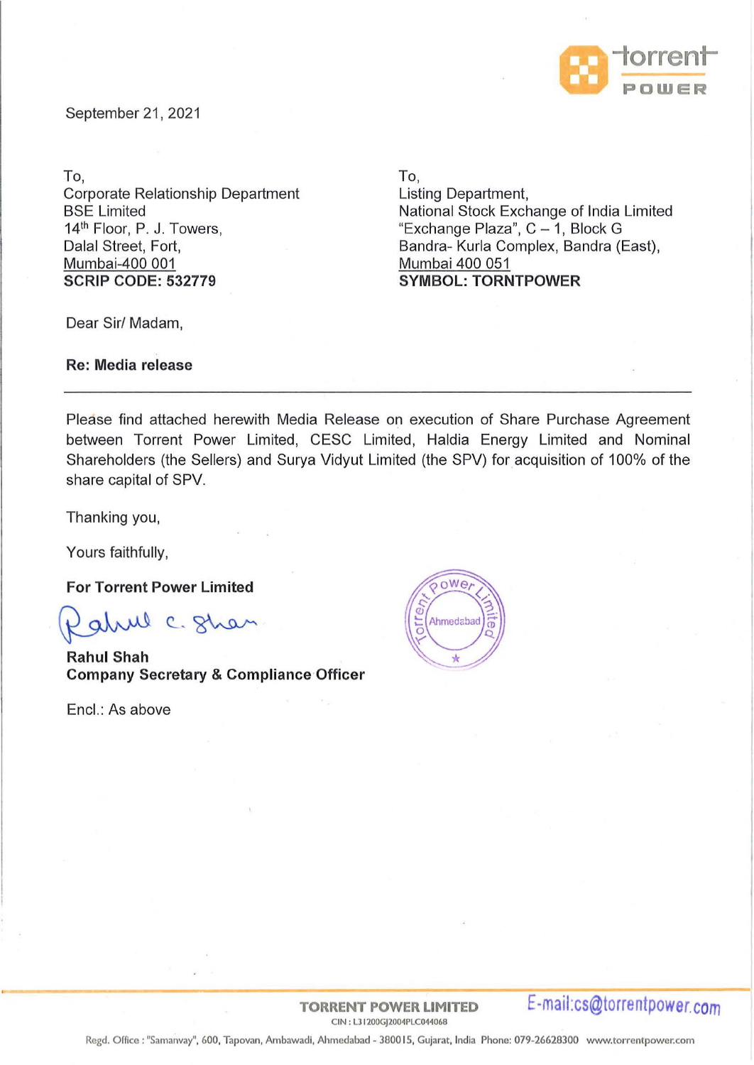September 21, 2021

To,
Corporate Relationship Department
BSE Limited
14th Floor, P. J. Towers,
Dalal Street, Fort,
Mumbai-400 001
**SCRIP CODE: 532779**

To,
Listing Department,
National Stock Exchange of India Limited
"Exchange Plaza", C – 1, Block G
Bandra- Kurla Complex, Bandra (East),
Mumbai 400 051
**SYMBOL: TORNTPOWER**

Dear Sir/ Madam,

**Re: Media release**

---

Please find attached herewith Media Release on execution of Share Purchase Agreement between Torrent Power Limited, CESC Limited, Haldia Energy Limited and Nominal Shareholders (the Sellers) and Surya Vidyut Limited (the SPV) for acquisition of 100% of the share capital of SPV.

Thanking you,

Yours faithfully,

**For Torrent Power Limited**

**Rahul Shah**
**Company Secretary & Compliance Officer**

Encl.: As above

**TORRENT POWER LIMITED**
CIN : L31200GJ2004PLC044068
E-mail:cs@torrentpower.com

Regd. Office : "Samanvay", 600, Tapovan, Ambawadi, Ahmedabad - 380015, Gujarat, India Phone: 079-26628300 www.torrentpower.com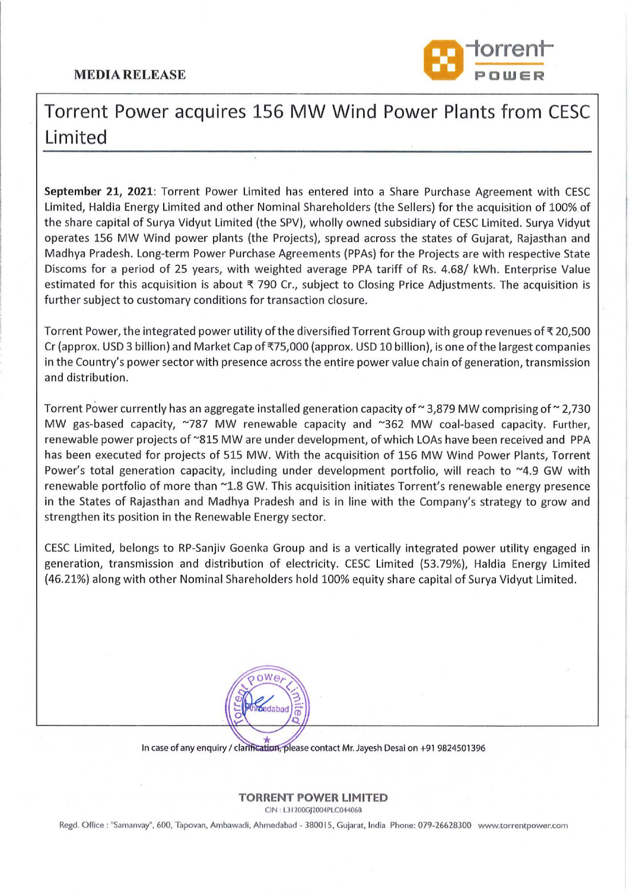**MEDIA RELEASE**

# Torrent Power acquires 156 MW Wind Power Plants from CESC Limited

**September 21, 2021**: Torrent Power Limited has entered into a Share Purchase Agreement with CESC Limited, Haldia Energy Limited and other Nominal Shareholders (the Sellers) for the acquisition of 100% of the share capital of Surya Vidyut Limited (the SPV), wholly owned subsidiary of CESC Limited. Surya Vidyut operates 156 MW Wind power plants (the Projects), spread across the states of Gujarat, Rajasthan and Madhya Pradesh. Long-term Power Purchase Agreements (PPAs) for the Projects are with respective State Discoms for a period of 25 years, with weighted average PPA tariff of Rs. 4.68/ kWh. Enterprise Value estimated for this acquisition is about ₹ 790 Cr., subject to Closing Price Adjustments. The acquisition is further subject to customary conditions for transaction closure.

Torrent Power, the integrated power utility of the diversified Torrent Group with group revenues of ₹ 20,500 Cr (approx. USD 3 billion) and Market Cap of ₹75,000 (approx. USD 10 billion), is one of the largest companies in the Country's power sector with presence across the entire power value chain of generation, transmission and distribution.

Torrent Power currently has an aggregate installed generation capacity of ~ 3,879 MW comprising of ~ 2,730 MW gas-based capacity, ~787 MW renewable capacity and ~362 MW coal-based capacity. Further, renewable power projects of ~815 MW are under development, of which LOAs have been received and PPA has been executed for projects of 515 MW. With the acquisition of 156 MW Wind Power Plants, Torrent Power's total generation capacity, including under development portfolio, will reach to ~4.9 GW with renewable portfolio of more than ~1.8 GW. This acquisition initiates Torrent's renewable energy presence in the States of Rajasthan and Madhya Pradesh and is in line with the Company's strategy to grow and strengthen its position in the Renewable Energy sector.

CESC Limited, belongs to RP-Sanjiv Goenka Group and is a vertically integrated power utility engaged in generation, transmission and distribution of electricity. CESC Limited (53.79%), Haldia Energy Limited (46.21%) along with other Nominal Shareholders hold 100% equity share capital of Surya Vidyut Limited.

In case of any enquiry / clarification, please contact Mr. Jayesh Desai on +91 9824501396

**TORRENT POWER LIMITED**

CIN : L31200GJ2004PLC044068

Regd. Office : "Samanvay", 600, Tapovan, Ambawadi, Ahmedabad - 380015, Gujarat, India Phone: 079-26628300 www.torrentpower.com